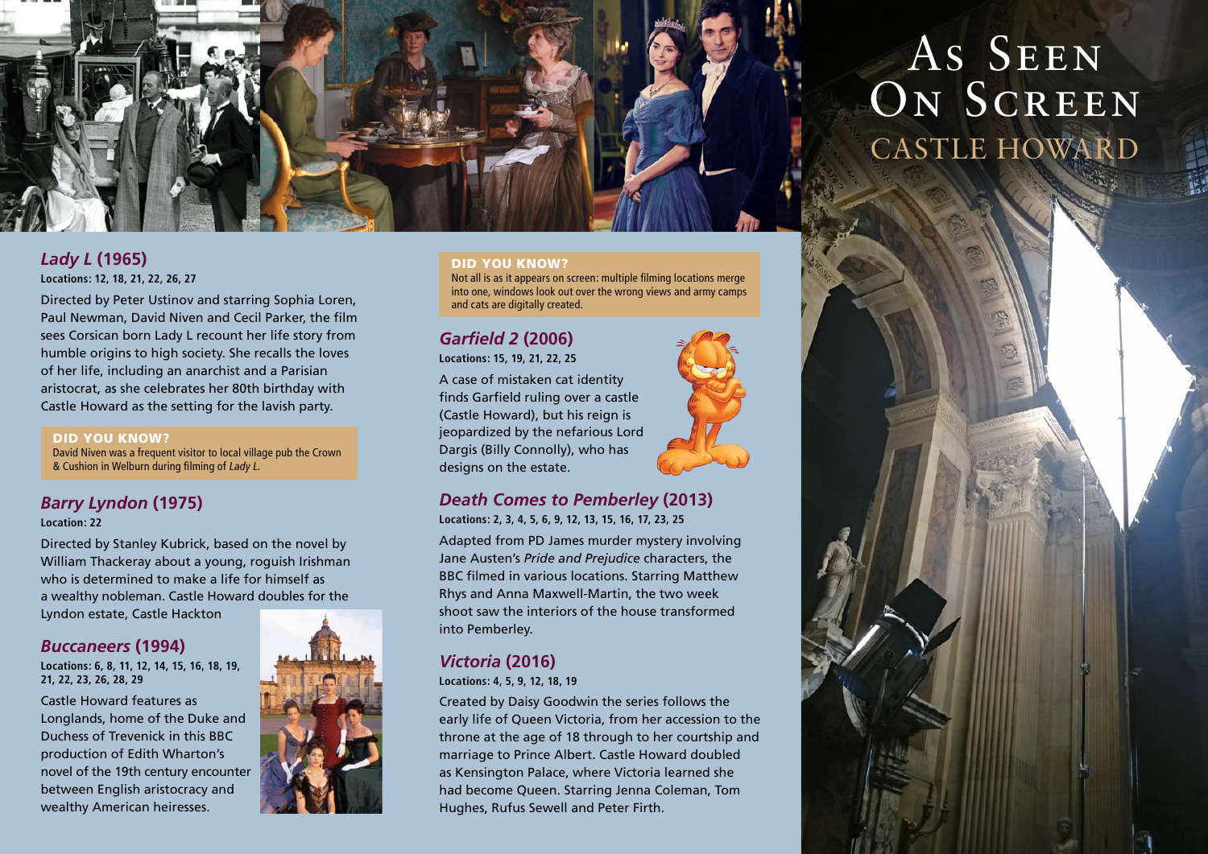# As Seen On Screen

## Castle Howard

### *Lady L* (1965)

**Locations: 12, 18, 21, 22, 26, 27**

Directed by Peter Ustinov and starring Sophia Loren, Paul Newman, David Niven and Cecil Parker, the film sees Corsican born Lady L recount her life story from humble origins to high society. She recalls the loves of her life, including an anarchist and a Parisian aristocrat, as she celebrates her 80th birthday with Castle Howard as the setting for the lavish party.

**DID YOU KNOW?**
David Niven was a frequent visitor to local village pub the Crown & Cushion in Welburn during filming of *Lady L*.

### *Barry Lyndon* (1975)

**Locations: 22**

Directed by Stanley Kubrick, based on the novel by William Thackeray about a young, roguish Irishman who is determined to make a life for himself as a wealthy nobleman. Castle Howard doubles for the Lyndon estate, Castle Hackton

### *Buccaneers* (1994)

**Locations: 6, 8, 11, 12, 14, 15, 16, 18, 19, 21, 22, 23, 26, 28, 29**

Castle Howard features as Longlands, home of the Duke and Duchess of Trevenick in this BBC production of Edith Wharton's novel of the 19th century encounter between English aristocracy and wealthy American heiresses.

**DID YOU KNOW?**
Not all is as it appears on screen: multiple filming locations merge into one, windows look out over the wrong views and army camps and cats are digitally created.

### *Garfield 2* (2006)

**Locations: 15, 19, 21, 22, 25**

A case of mistaken cat identity finds Garfield ruling over a castle (Castle Howard), but his reign is jeopardized by the nefarious Lord Dargis (Billy Connolly), who has designs on the estate.

### *Death Comes to Pemberley* (2013)

**Locations: 2, 3, 4, 5, 6, 9, 12, 13, 15, 16, 17, 23, 25**

Adapted from PD James murder mystery involving Jane Austen's *Pride and Prejudice* characters, the BBC filmed in various locations. Starring Matthew Rhys and Anna Maxwell-Martin, the two week shoot saw the interiors of the house transformed into Pemberley.

### *Victoria* (2016)

**Locations: 4, 5, 9, 12, 18, 19**

Created by Daisy Goodwin the series follows the early life of Queen Victoria, from her accession to the throne at the age of 18 through to her courtship and marriage to Prince Albert. Castle Howard doubled as Kensington Palace, where Victoria learned she had become Queen. Starring Jenna Coleman, Tom Hughes, Rufus Sewell and Peter Firth.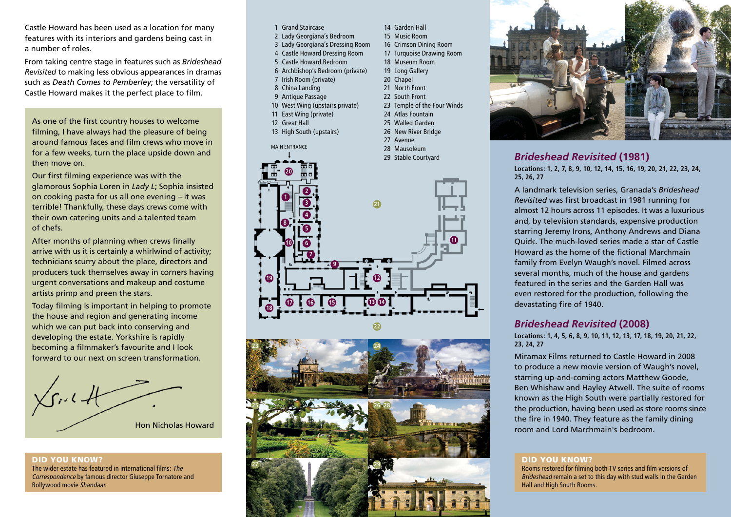Castle Howard has been used as a location for many features with its interiors and gardens being cast in a number of roles.

From taking centre stage in features such as *Brideshead Revisited* to making less obvious appearances in dramas such as *Death Comes to Pemberley*; the versatility of Castle Howard makes it the perfect place to film.

As one of the first country houses to welcome filming, I have always had the pleasure of being around famous faces and film crews who move in for a few weeks, turn the place upside down and then move on.

Our first filming experience was with the glamorous Sophia Loren in *Lady L*; Sophia insisted on cooking pasta for us all one evening – it was terrible! Thankfully, these days crews come with their own catering units and a talented team of chefs.

After months of planning when crews finally arrive with us it is certainly a whirlwind of activity; technicians scurry about the place, directors and producers tuck themselves away in corners having urgent conversations and makeup and costume artists primp and preen the stars.

Today filming is important in helping to promote the house and region and generating income which we can put back into conserving and developing the estate. Yorkshire is rapidly becoming a filmmaker's favourite and I look forward to our next on screen transformation.

Hon Nicholas Howard

**DID YOU KNOW?**
The wider estate has featured in international films: *The Correspondence* by famous director Giuseppe Tornatore and Bollywood movie *Shandaar.*

1 Grand Staircase
2 Lady Georgiana's Bedroom
3 Lady Georgiana's Dressing Room
4 Castle Howard Dressing Room
5 Castle Howard Bedroom
6 Archbishop's Bedroom (private)
7 Irish Room (private)
8 China Landing
9 Antique Passage
10 West Wing (upstairs private)
11 East Wing (private)
12 Great Hall
13 High South (upstairs)
14 Garden Hall
15 Music Room
16 Crimson Dining Room
17 Turquoise Drawing Room
18 Museum Room
19 Long Gallery
20 Chapel
21 North Front
22 South Front
23 Temple of the Four Winds
24 Atlas Fountain
25 Walled Garden
26 New River Bridge
27 Avenue
28 Mausoleum
29 Stable Courtyard

MAIN ENTRANCE

## *Brideshead Revisited* (1981)

**Locations: 1, 2, 7, 8, 9, 10, 12, 14, 15, 16, 19, 20, 21, 22, 23, 24, 25, 26, 27**

A landmark television series, Granada's *Brideshead Revisited* was first broadcast in 1981 running for almost 12 hours across 11 episodes. It was a luxurious and, by television standards, expensive production starring Jeremy Irons, Anthony Andrews and Diana Quick. The much-loved series made a star of Castle Howard as the home of the fictional Marchmain family from Evelyn Waugh's novel. Filmed across several months, much of the house and gardens featured in the series and the Garden Hall was even restored for the production, following the devastating fire of 1940.

## *Brideshead Revisited* (2008)

**Locations: 1, 4, 5, 6, 8, 9, 10, 11, 12, 13, 17, 18, 19, 20, 21, 22, 23, 24, 27**

Miramax Films returned to Castle Howard in 2008 to produce a new movie version of Waugh's novel, starring up-and-coming actors Matthew Goode, Ben Whishaw and Hayley Atwell. The suite of rooms known as the High South were partially restored for the production, having been used as store rooms since the fire in 1940. They feature as the family dining room and Lord Marchmain's bedroom.

**DID YOU KNOW?**
Rooms restored for filming both TV series and film versions of *Brideshead* remain a set to this day with stud walls in the Garden Hall and High South Rooms.